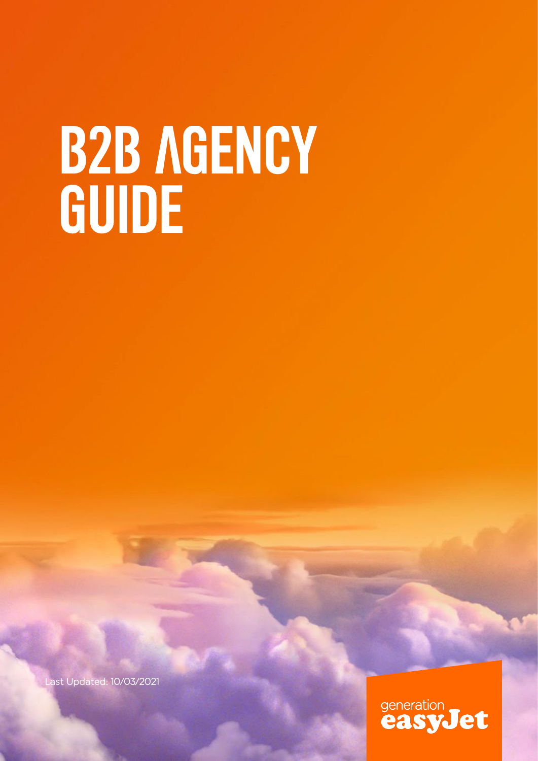# B2B AGENCY GUIDE

Last Updated: 10/03/2021

generation easyJet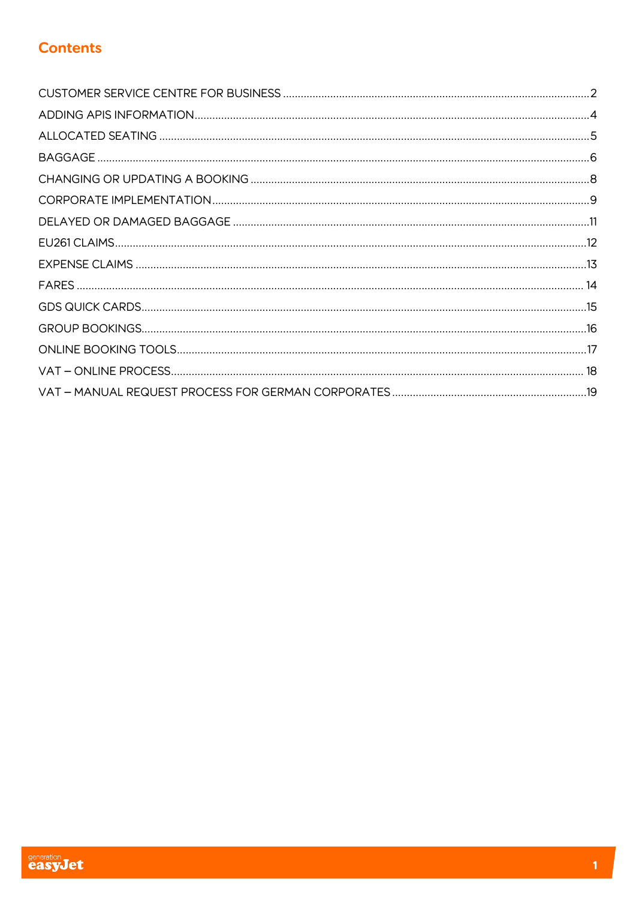# Contents

| | |
|---|---|
| CUSTOMER SERVICE CENTRE FOR BUSINESS | 2 |
| ADDING APIS INFORMATION | 4 |
| ALLOCATED SEATING | 5 |
| BAGGAGE | 6 |
| CHANGING OR UPDATING A BOOKING | 8 |
| CORPORATE IMPLEMENTATION | 9 |
| DELAYED OR DAMAGED BAGGAGE | 11 |
| EU261 CLAIMS | 12 |
| EXPENSE CLAIMS | 13 |
| FARES | 14 |
| GDS QUICK CARDS | 15 |
| GROUP BOOKINGS | 16 |
| ONLINE BOOKING TOOLS | 17 |
| VAT – ONLINE PROCESS | 18 |
| VAT – MANUAL REQUEST PROCESS FOR GERMAN CORPORATES | 19 |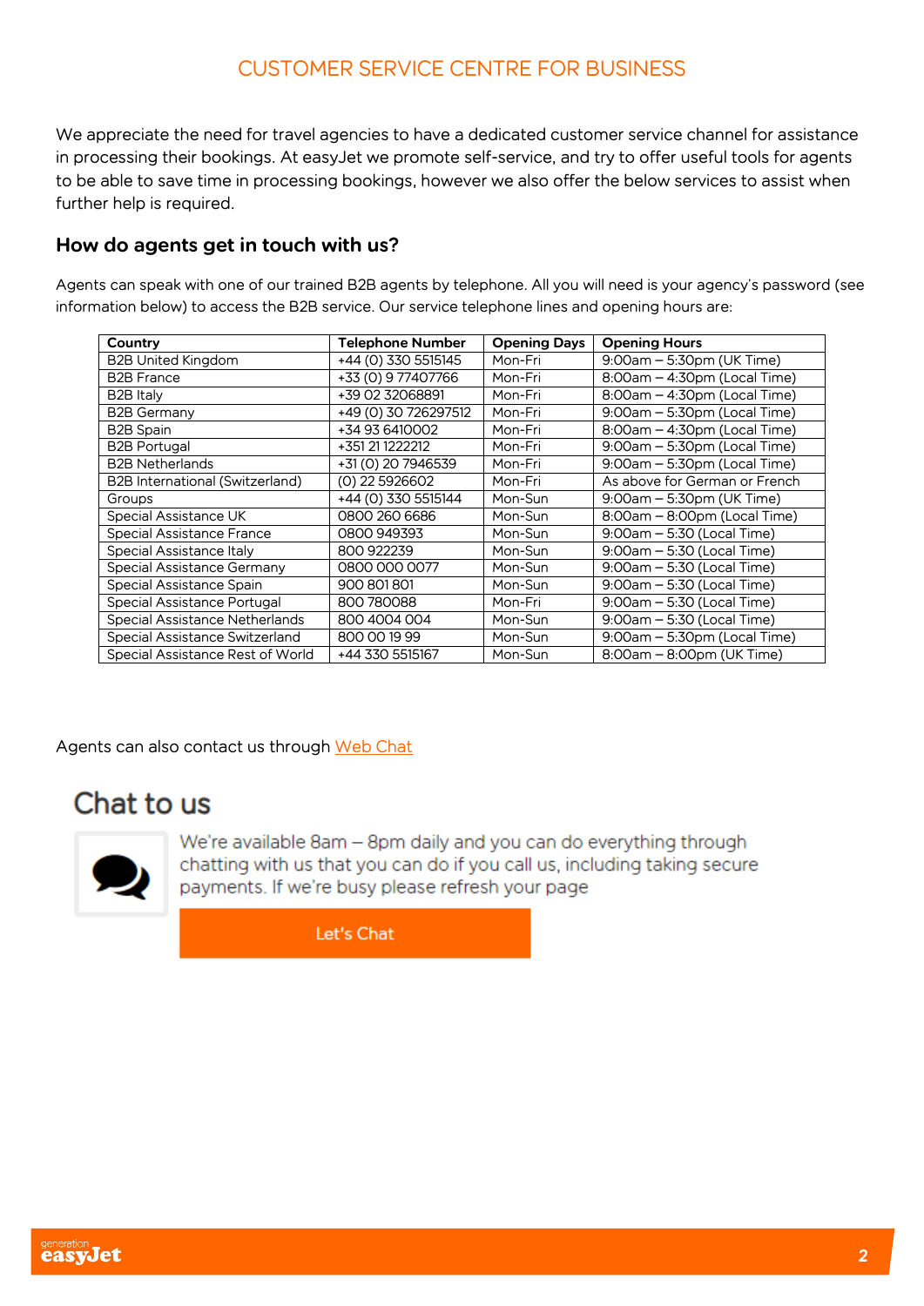# CUSTOMER SERVICE CENTRE FOR BUSINESS

We appreciate the need for travel agencies to have a dedicated customer service channel for assistance in processing their bookings. At easyJet we promote self-service, and try to offer useful tools for agents to be able to save time in processing bookings, however we also offer the below services to assist when further help is required.

## How do agents get in touch with us?

Agents can speak with one of our trained B2B agents by telephone. All you will need is your agency's password (see information below) to access the B2B service. Our service telephone lines and opening hours are:

| Country | Telephone Number | Opening Days | Opening Hours |
|---|---|---|---|
| B2B United Kingdom | +44 (0) 330 5515145 | Mon-Fri | 9:00am – 5:30pm (UK Time) |
| B2B France | +33 (0) 9 77407766 | Mon-Fri | 8:00am – 4:30pm (Local Time) |
| B2B Italy | +39 02 32068891 | Mon-Fri | 8:00am – 4:30pm (Local Time) |
| B2B Germany | +49 (0) 30 726297512 | Mon-Fri | 9:00am – 5:30pm (Local Time) |
| B2B Spain | +34 93 6410002 | Mon-Fri | 8:00am – 4:30pm (Local Time) |
| B2B Portugal | +351 21 1222212 | Mon-Fri | 9:00am – 5:30pm (Local Time) |
| B2B Netherlands | +31 (0) 20 7946539 | Mon-Fri | 9:00am – 5:30pm (Local Time) |
| B2B International (Switzerland) | (0) 22 5926602 | Mon-Fri | As above for German or French |
| Groups | +44 (0) 330 5515144 | Mon-Sun | 9:00am – 5:30pm (UK Time) |
| Special Assistance UK | 0800 260 6686 | Mon-Sun | 8:00am – 8:00pm (Local Time) |
| Special Assistance France | 0800 949393 | Mon-Sun | 9:00am – 5:30 (Local Time) |
| Special Assistance Italy | 800 922239 | Mon-Sun | 9:00am – 5:30 (Local Time) |
| Special Assistance Germany | 0800 000 0077 | Mon-Sun | 9:00am – 5:30 (Local Time) |
| Special Assistance Spain | 900 801 801 | Mon-Sun | 9:00am – 5:30 (Local Time) |
| Special Assistance Portugal | 800 780088 | Mon-Fri | 9:00am – 5:30 (Local Time) |
| Special Assistance Netherlands | 800 4004 004 | Mon-Sun | 9:00am – 5:30 (Local Time) |
| Special Assistance Switzerland | 800 00 19 99 | Mon-Sun | 9:00am – 5:30pm (Local Time) |
| Special Assistance Rest of World | +44 330 5515167 | Mon-Sun | 8:00am – 8:00pm (UK Time) |

Agents can also contact us through Web Chat

## Chat to us

We're available 8am – 8pm daily and you can do everything through chatting with us that you can do if you call us, including taking secure payments. If we're busy please refresh your page

Let's Chat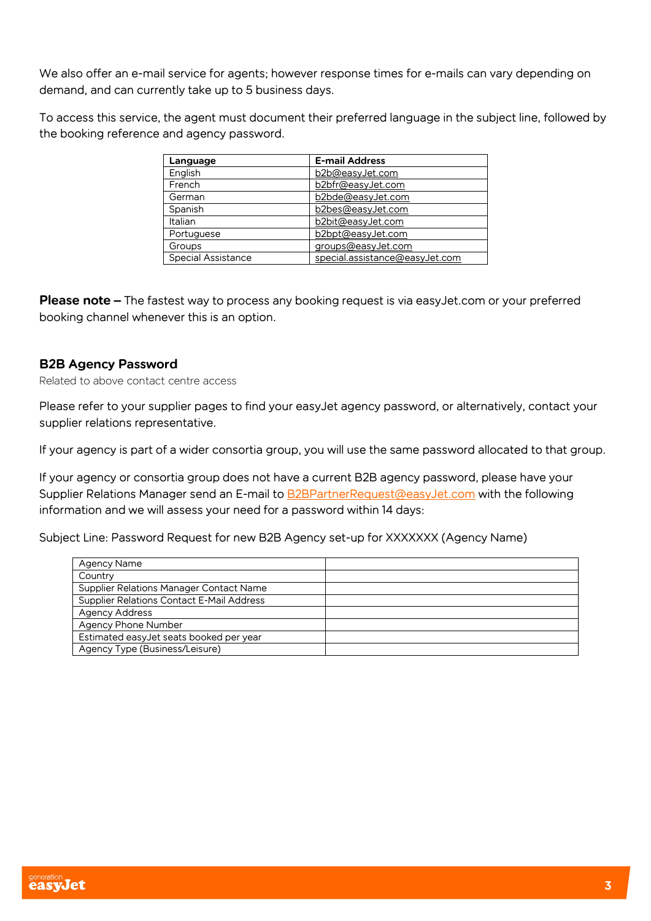We also offer an e-mail service for agents; however response times for e-mails can vary depending on demand, and can currently take up to 5 business days.

To access this service, the agent must document their preferred language in the subject line, followed by the booking reference and agency password.

| Language | E-mail Address |
|---|---|
| English | b2b@easyJet.com |
| French | b2bfr@easyJet.com |
| German | b2bde@easyJet.com |
| Spanish | b2bes@easyJet.com |
| Italian | b2bit@easyJet.com |
| Portuguese | b2bpt@easyJet.com |
| Groups | groups@easyJet.com |
| Special Assistance | special.assistance@easyJet.com |

**Please note –** The fastest way to process any booking request is via easyJet.com or your preferred booking channel whenever this is an option.

## B2B Agency Password

Related to above contact centre access

Please refer to your supplier pages to find your easyJet agency password, or alternatively, contact your supplier relations representative.

If your agency is part of a wider consortia group, you will use the same password allocated to that group.

If your agency or consortia group does not have a current B2B agency password, please have your Supplier Relations Manager send an E-mail to B2BPartnerRequest@easyJet.com with the following information and we will assess your need for a password within 14 days:

Subject Line: Password Request for new B2B Agency set-up for XXXXXXX (Agency Name)

| Agency Name | |
|---|---|
| Country | |
| Supplier Relations Manager Contact Name | |
| Supplier Relations Contact E-Mail Address | |
| Agency Address | |
| Agency Phone Number | |
| Estimated easyJet seats booked per year | |
| Agency Type (Business/Leisure) | |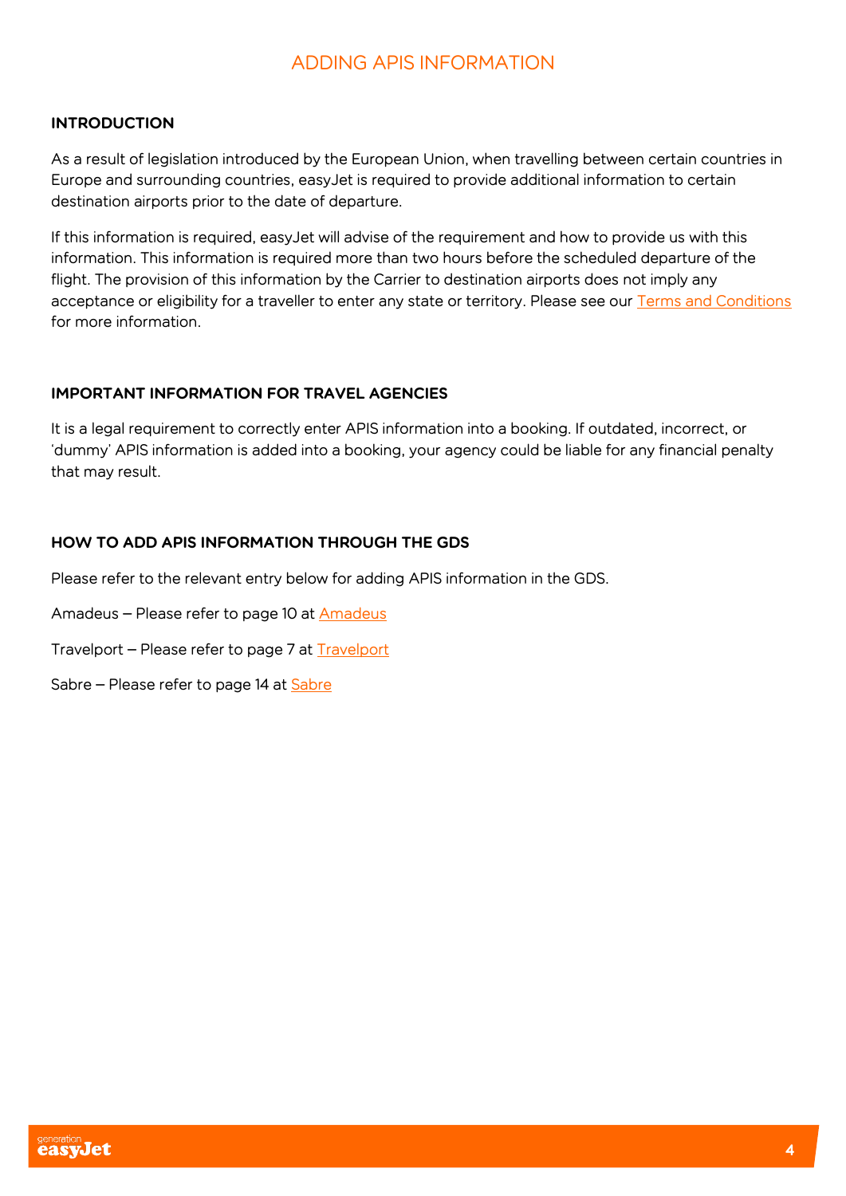# ADDING APIS INFORMATION

## INTRODUCTION

As a result of legislation introduced by the European Union, when travelling between certain countries in Europe and surrounding countries, easyJet is required to provide additional information to certain destination airports prior to the date of departure.

If this information is required, easyJet will advise of the requirement and how to provide us with this information. This information is required more than two hours before the scheduled departure of the flight. The provision of this information by the Carrier to destination airports does not imply any acceptance or eligibility for a traveller to enter any state or territory. Please see our Terms and Conditions for more information.

## IMPORTANT INFORMATION FOR TRAVEL AGENCIES

It is a legal requirement to correctly enter APIS information into a booking. If outdated, incorrect, or 'dummy' APIS information is added into a booking, your agency could be liable for any financial penalty that may result.

## HOW TO ADD APIS INFORMATION THROUGH THE GDS

Please refer to the relevant entry below for adding APIS information in the GDS.

Amadeus – Please refer to page 10 at Amadeus

Travelport – Please refer to page 7 at Travelport

Sabre – Please refer to page 14 at Sabre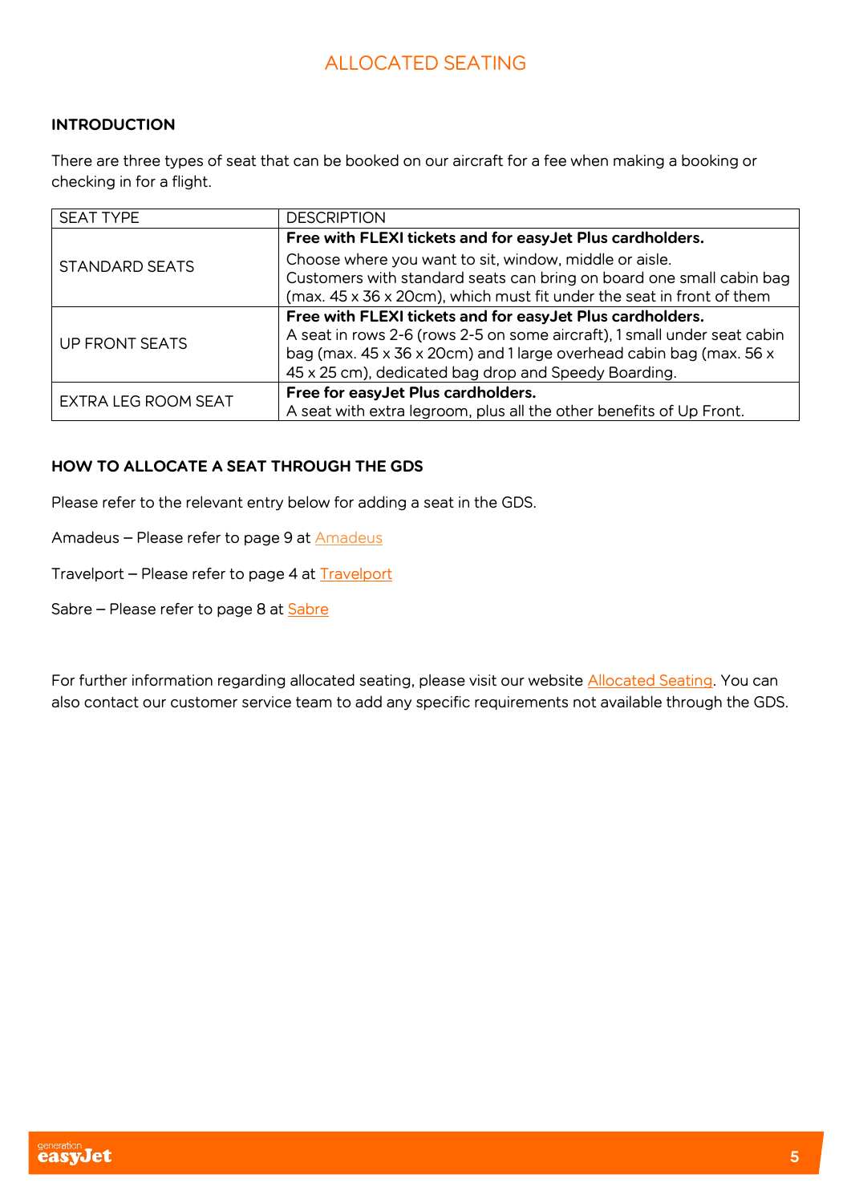# ALLOCATED SEATING

**INTRODUCTION**

There are three types of seat that can be booked on our aircraft for a fee when making a booking or checking in for a flight.

| SEAT TYPE | DESCRIPTION |
|---|---|
| STANDARD SEATS | **Free with FLEXI tickets and for easyJet Plus cardholders.** Choose where you want to sit, window, middle or aisle. Customers with standard seats can bring on board one small cabin bag (max. 45 x 36 x 20cm), which must fit under the seat in front of them |
| UP FRONT SEATS | **Free with FLEXI tickets and for easyJet Plus cardholders.** A seat in rows 2-6 (rows 2-5 on some aircraft), 1 small under seat cabin bag (max. 45 x 36 x 20cm) and 1 large overhead cabin bag (max. 56 x 45 x 25 cm), dedicated bag drop and Speedy Boarding. |
| EXTRA LEG ROOM SEAT | **Free for easyJet Plus cardholders.** A seat with extra legroom, plus all the other benefits of Up Front. |

**HOW TO ALLOCATE A SEAT THROUGH THE GDS**

Please refer to the relevant entry below for adding a seat in the GDS.

Amadeus – Please refer to page 9 at Amadeus

Travelport – Please refer to page 4 at Travelport

Sabre – Please refer to page 8 at Sabre

For further information regarding allocated seating, please visit our website Allocated Seating. You can also contact our customer service team to add any specific requirements not available through the GDS.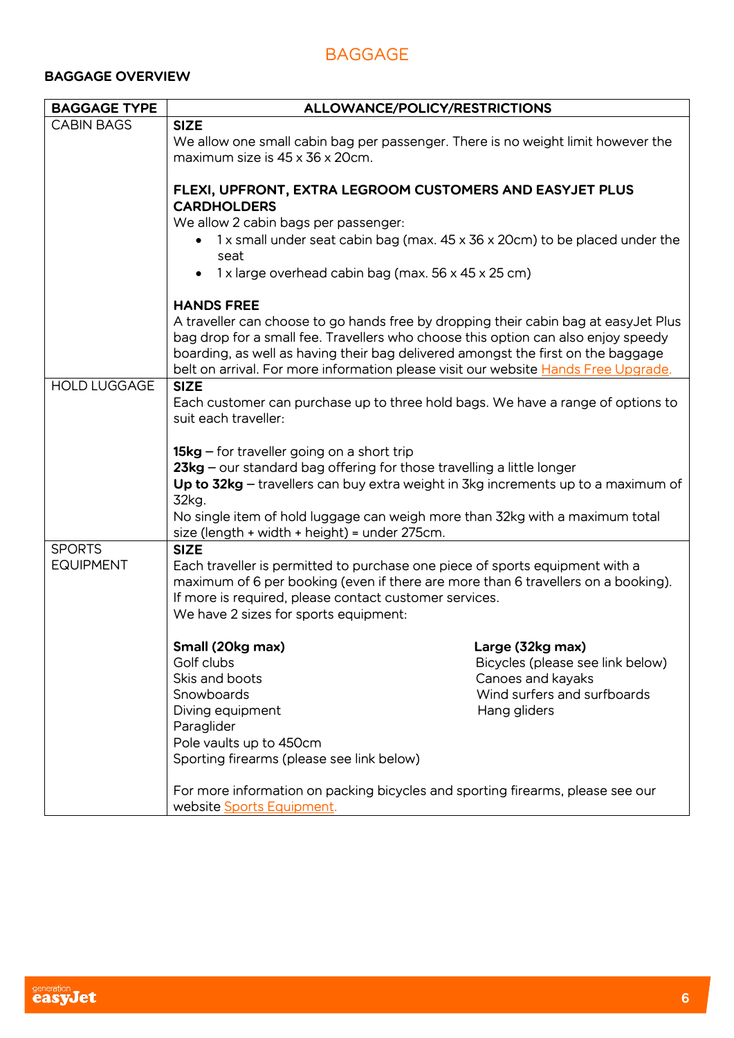# BAGGAGE

## BAGGAGE OVERVIEW

| BAGGAGE TYPE | ALLOWANCE/POLICY/RESTRICTIONS |
|---|---|
| CABIN BAGS | **SIZE**<br>We allow one small cabin bag per passenger. There is no weight limit however the maximum size is 45 x 36 x 20cm.<br><br>**FLEXI, UPFRONT, EXTRA LEGROOM CUSTOMERS AND EASYJET PLUS CARDHOLDERS**<br>We allow 2 cabin bags per passenger:<br>• 1 x small under seat cabin bag (max. 45 x 36 x 20cm) to be placed under the seat<br>• 1 x large overhead cabin bag (max. 56 x 45 x 25 cm)<br><br>**HANDS FREE**<br>A traveller can choose to go hands free by dropping their cabin bag at easyJet Plus bag drop for a small fee. Travellers who choose this option can also enjoy speedy boarding, as well as having their bag delivered amongst the first on the baggage belt on arrival. For more information please visit our website Hands Free Upgrade. |
| HOLD LUGGAGE | **SIZE**<br>Each customer can purchase up to three hold bags. We have a range of options to suit each traveller:<br><br>**15kg** – for traveller going on a short trip<br>**23kg** – our standard bag offering for those travelling a little longer<br>**Up to 32kg** – travellers can buy extra weight in 3kg increments up to a maximum of 32kg.<br>No single item of hold luggage can weigh more than 32kg with a maximum total size (length + width + height) = under 275cm. |
| SPORTS EQUIPMENT | **SIZE**<br>Each traveller is permitted to purchase one piece of sports equipment with a maximum of 6 per booking (even if there are more than 6 travellers on a booking). If more is required, please contact customer services.<br>We have 2 sizes for sports equipment:<br><br>**Small (20kg max)**<br>Golf clubs<br>Skis and boots<br>Snowboards<br>Diving equipment<br>Paraglider<br>Pole vaults up to 450cm<br>Sporting firearms (please see link below)<br><br>**Large (32kg max)**<br>Bicycles (please see link below)<br>Canoes and kayaks<br>Wind surfers and surfboards<br>Hang gliders<br><br>For more information on packing bicycles and sporting firearms, please see our website Sports Equipment. |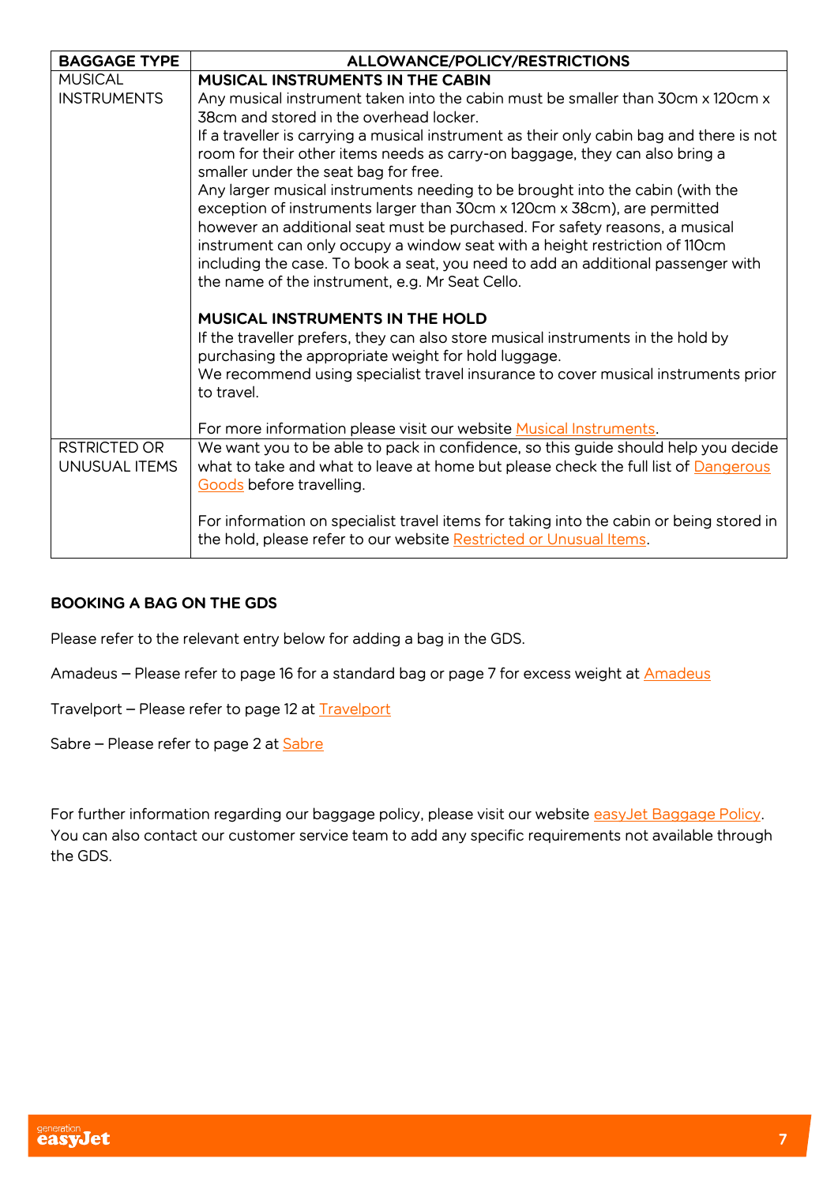| BAGGAGE TYPE | ALLOWANCE/POLICY/RESTRICTIONS |
|---|---|
| MUSICAL INSTRUMENTS | **MUSICAL INSTRUMENTS IN THE CABIN**<br>Any musical instrument taken into the cabin must be smaller than 30cm x 120cm x 38cm and stored in the overhead locker.<br>If a traveller is carrying a musical instrument as their only cabin bag and there is not room for their other items needs as carry-on baggage, they can also bring a smaller under the seat bag for free.<br>Any larger musical instruments needing to be brought into the cabin (with the exception of instruments larger than 30cm x 120cm x 38cm), are permitted however an additional seat must be purchased. For safety reasons, a musical instrument can only occupy a window seat with a height restriction of 110cm including the case. To book a seat, you need to add an additional passenger with the name of the instrument, e.g. Mr Seat Cello.<br><br>**MUSICAL INSTRUMENTS IN THE HOLD**<br>If the traveller prefers, they can also store musical instruments in the hold by purchasing the appropriate weight for hold luggage.<br>We recommend using specialist travel insurance to cover musical instruments prior to travel.<br><br>For more information please visit our website Musical Instruments. |
| RSTRICTED OR UNUSUAL ITEMS | We want you to be able to pack in confidence, so this guide should help you decide what to take and what to leave at home but please check the full list of Dangerous Goods before travelling.<br><br>For information on specialist travel items for taking into the cabin or being stored in the hold, please refer to our website Restricted or Unusual Items. |

**BOOKING A BAG ON THE GDS**

Please refer to the relevant entry below for adding a bag in the GDS.

Amadeus – Please refer to page 16 for a standard bag or page 7 for excess weight at Amadeus

Travelport – Please refer to page 12 at Travelport

Sabre – Please refer to page 2 at Sabre

For further information regarding our baggage policy, please visit our website easyJet Baggage Policy. You can also contact our customer service team to add any specific requirements not available through the GDS.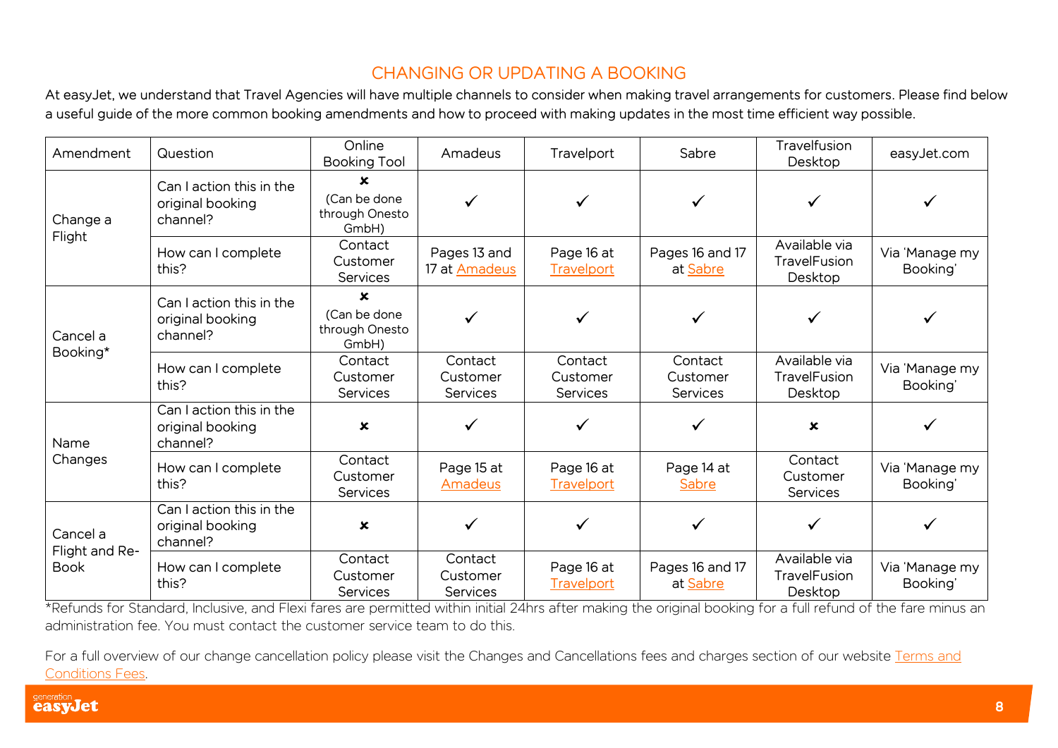# CHANGING OR UPDATING A BOOKING

At easyJet, we understand that Travel Agencies will have multiple channels to consider when making travel arrangements for customers. Please find below a useful guide of the more common booking amendments and how to proceed with making updates in the most time efficient way possible.

| Amendment | Question | Online Booking Tool | Amadeus | Travelport | Sabre | Travelfusion Desktop | easyJet.com |
|---|---|---|---|---|---|---|---|
| Change a Flight | Can I action this in the original booking channel? | ✗ (Can be done through Onesto GmbH) | ✓ | ✓ | ✓ | ✓ | ✓ |
| | How can I complete this? | Contact Customer Services | Pages 13 and 17 at Amadeus | Page 16 at Travelport | Pages 16 and 17 at Sabre | Available via TravelFusion Desktop | Via 'Manage my Booking' |
| Cancel a Booking* | Can I action this in the original booking channel? | ✗ (Can be done through Onesto GmbH) | ✓ | ✓ | ✓ | ✓ | ✓ |
| | How can I complete this? | Contact Customer Services | Contact Customer Services | Contact Customer Services | Contact Customer Services | Available via TravelFusion Desktop | Via 'Manage my Booking' |
| Name Changes | Can I action this in the original booking channel? | ✗ | ✓ | ✓ | ✓ | ✗ | ✓ |
| | How can I complete this? | Contact Customer Services | Page 15 at Amadeus | Page 16 at Travelport | Page 14 at Sabre | Contact Customer Services | Via 'Manage my Booking' |
| Cancel a Flight and Re-Book | Can I action this in the original booking channel? | ✗ | ✓ | ✓ | ✓ | ✓ | ✓ |
| | How can I complete this? | Contact Customer Services | Contact Customer Services | Page 16 at Travelport | Pages 16 and 17 at Sabre | Available via TravelFusion Desktop | Via 'Manage my Booking' |

*Refunds for Standard, Inclusive, and Flexi fares are permitted within initial 24hrs after making the original booking for a full refund of the fare minus an administration fee. You must contact the customer service team to do this.

For a full overview of our change cancellation policy please visit the Changes and Cancellations fees and charges section of our website Terms and Conditions Fees.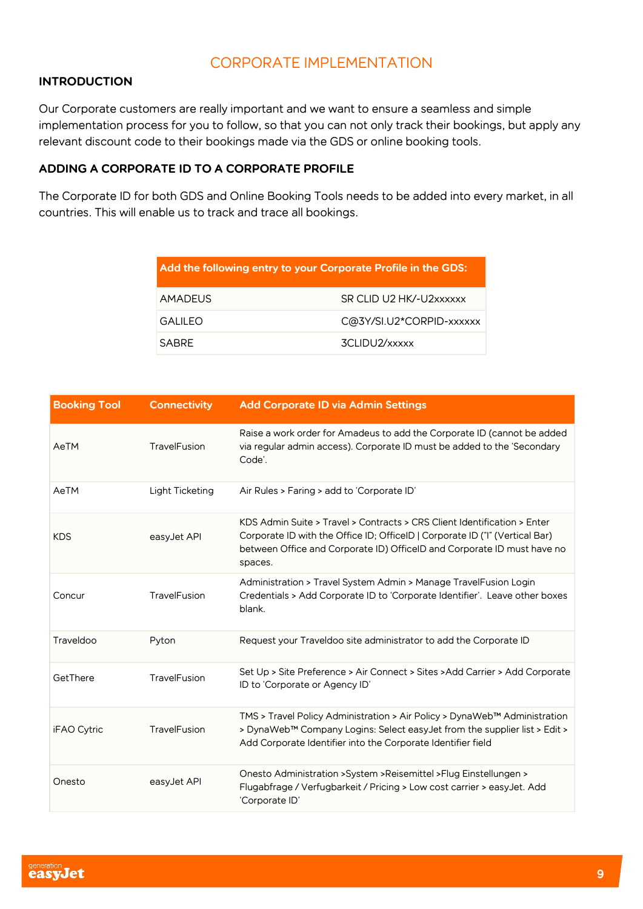# CORPORATE IMPLEMENTATION

## INTRODUCTION

Our Corporate customers are really important and we want to ensure a seamless and simple implementation process for you to follow, so that you can not only track their bookings, but apply any relevant discount code to their bookings made via the GDS or online booking tools.

## ADDING A CORPORATE ID TO A CORPORATE PROFILE

The Corporate ID for both GDS and Online Booking Tools needs to be added into every market, in all countries. This will enable us to track and trace all bookings.

| Add the following entry to your Corporate Profile in the GDS: | |
|---|---|
| AMADEUS | SR CLID U2 HK/-U2xxxxxx |
| GALILEO | C@3Y/SI.U2*CORPID-xxxxxx |
| SABRE | 3CLIDU2/xxxxx |

| Booking Tool | Connectivity | Add Corporate ID via Admin Settings |
|---|---|---|
| AeTM | TravelFusion | Raise a work order for Amadeus to add the Corporate ID (cannot be added via regular admin access). Corporate ID must be added to the 'Secondary Code'. |
| AeTM | Light Ticketing | Air Rules > Faring > add to 'Corporate ID' |
| KDS | easyJet API | KDS Admin Suite > Travel > Contracts > CRS Client Identification > Enter Corporate ID with the Office ID; OfficeID \| Corporate ID ("I" (Vertical Bar) between Office and Corporate ID) OfficeID and Corporate ID must have no spaces. |
| Concur | TravelFusion | Administration > Travel System Admin > Manage TravelFusion Login Credentials > Add Corporate ID to 'Corporate Identifier'. Leave other boxes blank. |
| Traveldoo | Pyton | Request your Traveldoo site administrator to add the Corporate ID |
| GetThere | TravelFusion | Set Up > Site Preference > Air Connect > Sites >Add Carrier > Add Corporate ID to 'Corporate or Agency ID' |
| iFAO Cytric | TravelFusion | TMS > Travel Policy Administration > Air Policy > DynaWeb™ Administration > DynaWeb™ Company Logins: Select easyJet from the supplier list > Edit > Add Corporate Identifier into the Corporate Identifier field |
| Onesto | easyJet API | Onesto Administration >System >Reisemittel >Flug Einstellungen > Flugabfrage / Verfugbarkeit / Pricing > Low cost carrier > easyJet. Add 'Corporate ID' |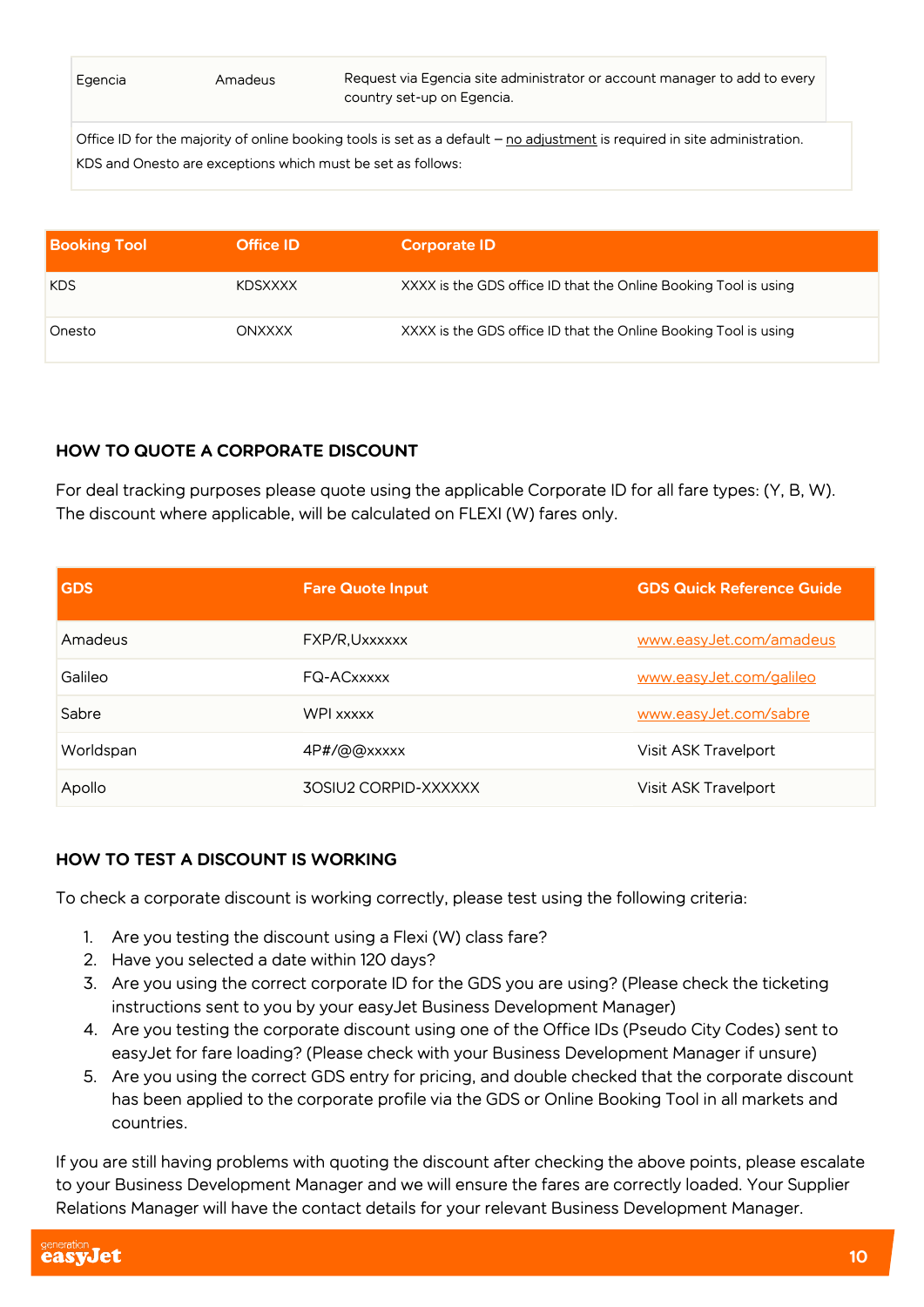| | | |
|---|---|---|
| Egencia | Amadeus | Request via Egencia site administrator or account manager to add to every country set-up on Egencia. |

Office ID for the majority of online booking tools is set as a default – no adjustment is required in site administration.
KDS and Onesto are exceptions which must be set as follows:

| Booking Tool | Office ID | Corporate ID |
|---|---|---|
| KDS | KDSXXXX | XXXX is the GDS office ID that the Online Booking Tool is using |
| Onesto | ONXXXX | XXXX is the GDS office ID that the Online Booking Tool is using |

### HOW TO QUOTE A CORPORATE DISCOUNT

For deal tracking purposes please quote using the applicable Corporate ID for all fare types: (Y, B, W). The discount where applicable, will be calculated on FLEXI (W) fares only.

| GDS | Fare Quote Input | GDS Quick Reference Guide |
|---|---|---|
| Amadeus | FXP/R,Uxxxxxx | www.easyJet.com/amadeus |
| Galileo | FQ-ACxxxxx | www.easyJet.com/galileo |
| Sabre | WPI xxxxx | www.easyJet.com/sabre |
| Worldspan | 4P#/@@xxxxx | Visit ASK Travelport |
| Apollo | 3OSIU2 CORPID-XXXXXX | Visit ASK Travelport |

### HOW TO TEST A DISCOUNT IS WORKING

To check a corporate discount is working correctly, please test using the following criteria:

1. Are you testing the discount using a Flexi (W) class fare?
2. Have you selected a date within 120 days?
3. Are you using the correct corporate ID for the GDS you are using? (Please check the ticketing instructions sent to you by your easyJet Business Development Manager)
4. Are you testing the corporate discount using one of the Office IDs (Pseudo City Codes) sent to easyJet for fare loading? (Please check with your Business Development Manager if unsure)
5. Are you using the correct GDS entry for pricing, and double checked that the corporate discount has been applied to the corporate profile via the GDS or Online Booking Tool in all markets and countries.

If you are still having problems with quoting the discount after checking the above points, please escalate to your Business Development Manager and we will ensure the fares are correctly loaded. Your Supplier Relations Manager will have the contact details for your relevant Business Development Manager.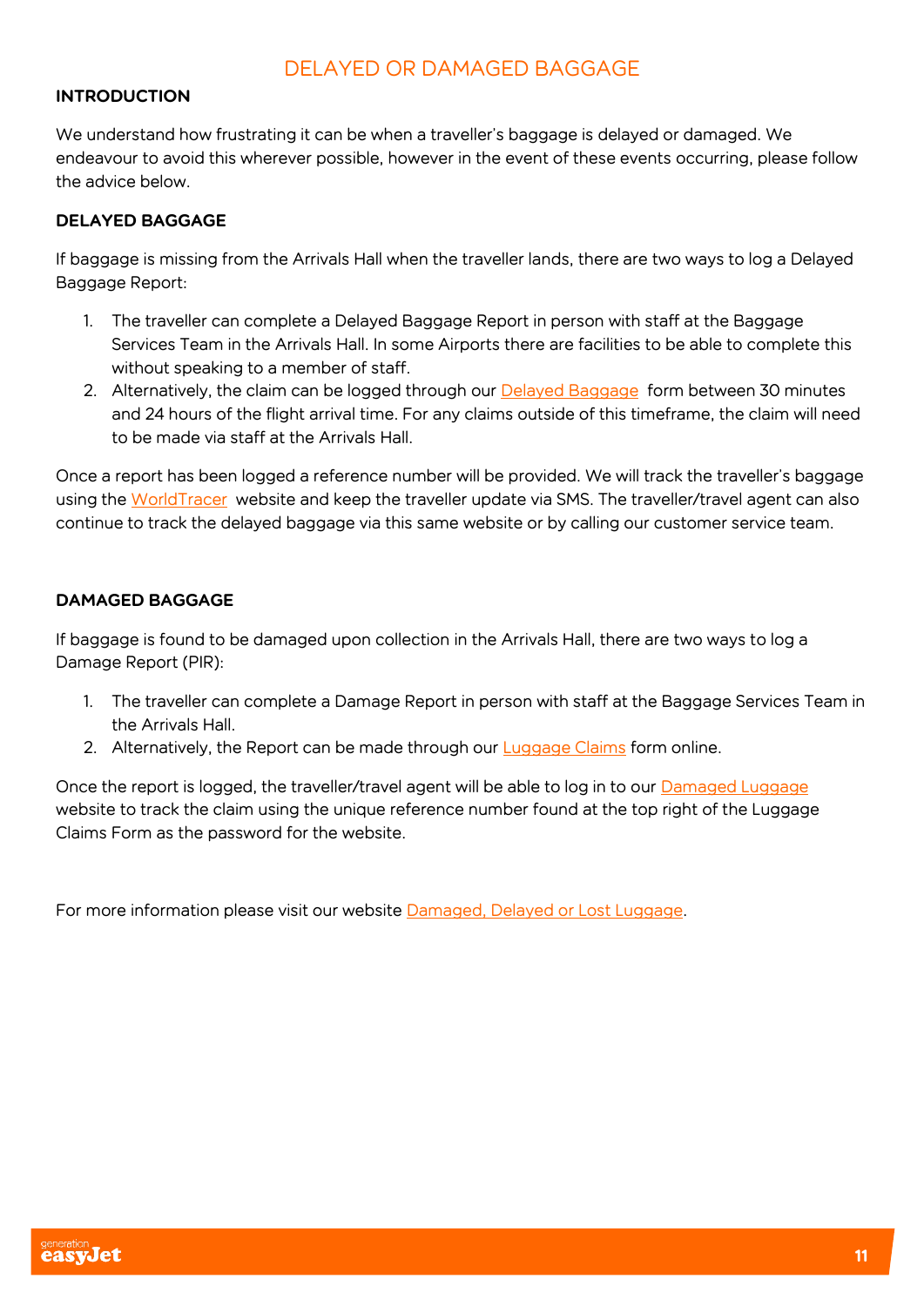# DELAYED OR DAMAGED BAGGAGE

## INTRODUCTION

We understand how frustrating it can be when a traveller's baggage is delayed or damaged. We endeavour to avoid this wherever possible, however in the event of these events occurring, please follow the advice below.

## DELAYED BAGGAGE

If baggage is missing from the Arrivals Hall when the traveller lands, there are two ways to log a Delayed Baggage Report:

1. The traveller can complete a Delayed Baggage Report in person with staff at the Baggage Services Team in the Arrivals Hall. In some Airports there are facilities to be able to complete this without speaking to a member of staff.
2. Alternatively, the claim can be logged through our Delayed Baggage form between 30 minutes and 24 hours of the flight arrival time. For any claims outside of this timeframe, the claim will need to be made via staff at the Arrivals Hall.

Once a report has been logged a reference number will be provided. We will track the traveller's baggage using the WorldTracer website and keep the traveller update via SMS. The traveller/travel agent can also continue to track the delayed baggage via this same website or by calling our customer service team.

## DAMAGED BAGGAGE

If baggage is found to be damaged upon collection in the Arrivals Hall, there are two ways to log a Damage Report (PIR):

1. The traveller can complete a Damage Report in person with staff at the Baggage Services Team in the Arrivals Hall.
2. Alternatively, the Report can be made through our Luggage Claims form online.

Once the report is logged, the traveller/travel agent will be able to log in to our Damaged Luggage website to track the claim using the unique reference number found at the top right of the Luggage Claims Form as the password for the website.

For more information please visit our website Damaged, Delayed or Lost Luggage.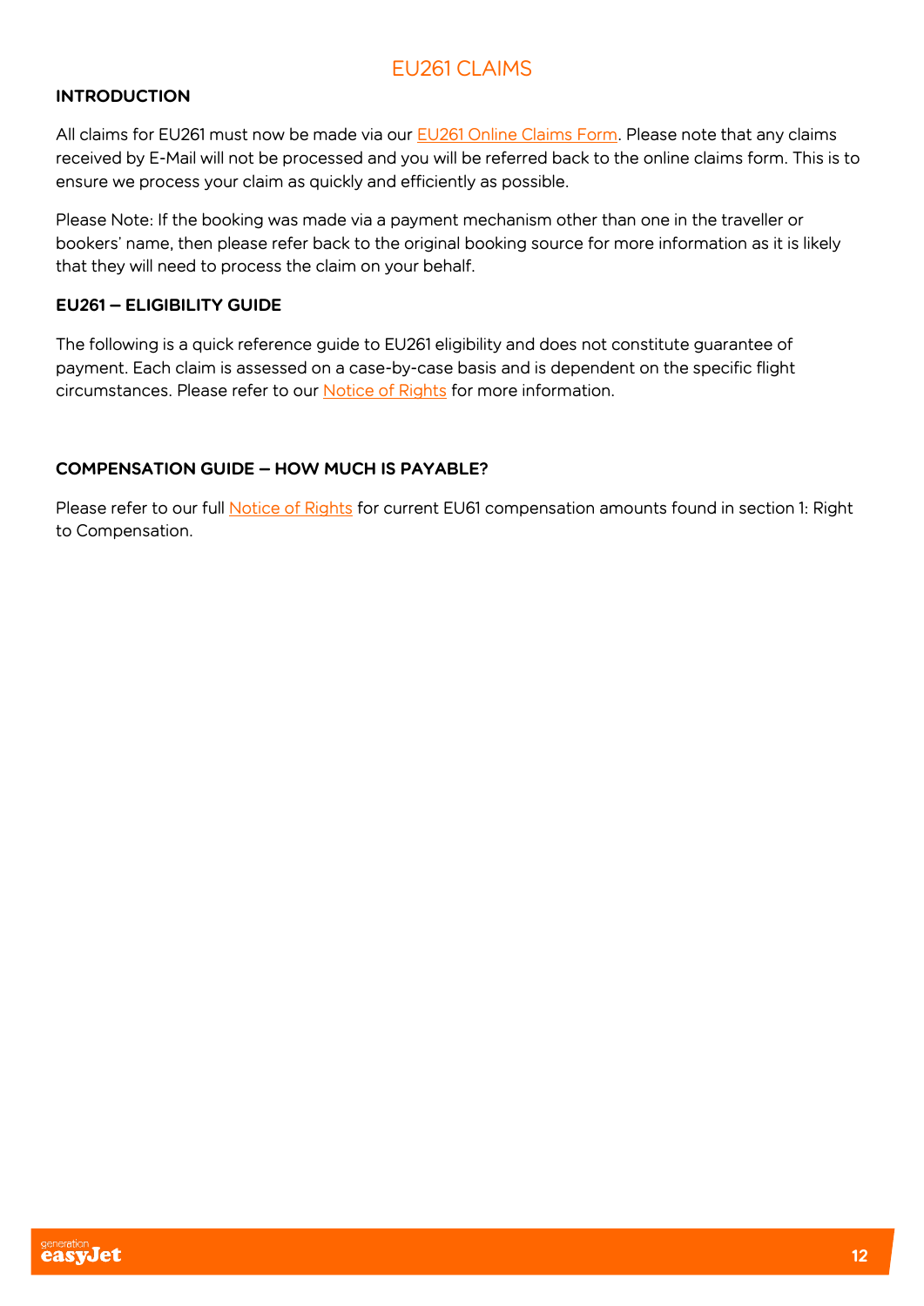# EU261 CLAIMS

## INTRODUCTION

All claims for EU261 must now be made via our [EU261 Online Claims Form](). Please note that any claims received by E-Mail will not be processed and you will be referred back to the online claims form. This is to ensure we process your claim as quickly and efficiently as possible.

Please Note: If the booking was made via a payment mechanism other than one in the traveller or bookers' name, then please refer back to the original booking source for more information as it is likely that they will need to process the claim on your behalf.

## EU261 – ELIGIBILITY GUIDE

The following is a quick reference guide to EU261 eligibility and does not constitute guarantee of payment. Each claim is assessed on a case-by-case basis and is dependent on the specific flight circumstances. Please refer to our [Notice of Rights]() for more information.

## COMPENSATION GUIDE – HOW MUCH IS PAYABLE?

Please refer to our full [Notice of Rights]() for current EU61 compensation amounts found in section 1: Right to Compensation.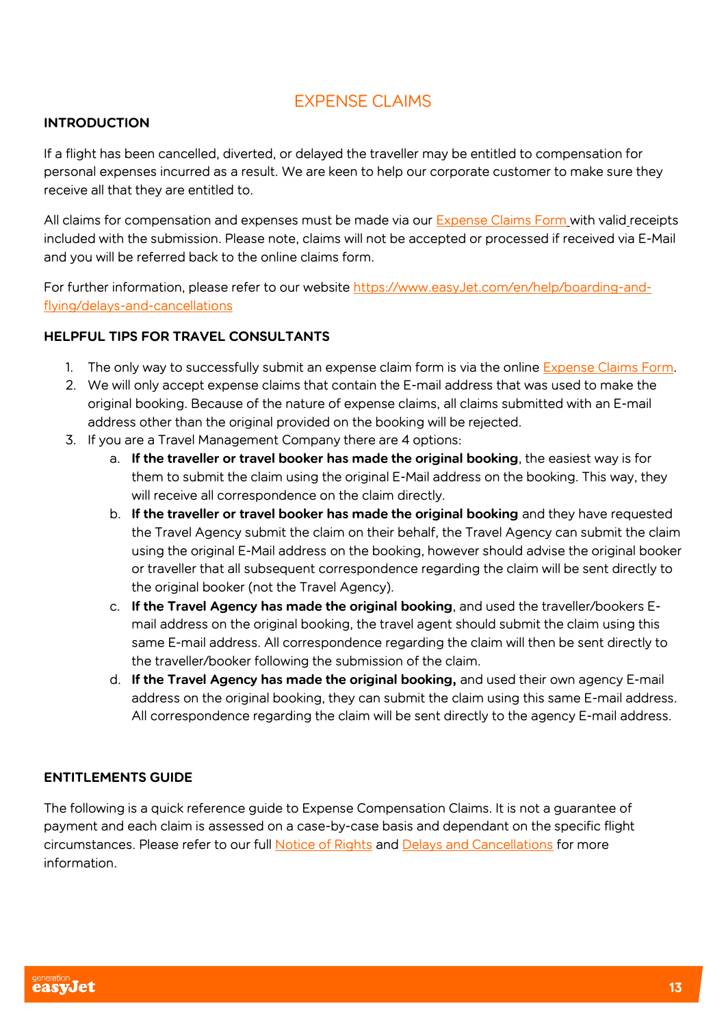## EXPENSE CLAIMS

### INTRODUCTION

If a flight has been cancelled, diverted, or delayed the traveller may be entitled to compensation for personal expenses incurred as a result. We are keen to help our corporate customer to make sure they receive all that they are entitled to.

All claims for compensation and expenses must be made via our [Expense Claims Form](#) with valid receipts included with the submission. Please note, claims will not be accepted or processed if received via E-Mail and you will be referred back to the online claims form.

For further information, please refer to our website [https://www.easyJet.com/en/help/boarding-and-flying/delays-and-cancellations](https://www.easyJet.com/en/help/boarding-and-flying/delays-and-cancellations)

### HELPFUL TIPS FOR TRAVEL CONSULTANTS

1. The only way to successfully submit an expense claim form is via the online [Expense Claims Form](#).
2. We will only accept expense claims that contain the E-mail address that was used to make the original booking. Because of the nature of expense claims, all claims submitted with an E-mail address other than the original provided on the booking will be rejected.
3. If you are a Travel Management Company there are 4 options:
   a. **If the traveller or travel booker has made the original booking**, the easiest way is for them to submit the claim using the original E-Mail address on the booking. This way, they will receive all correspondence on the claim directly.
   b. **If the traveller or travel booker has made the original booking** and they have requested the Travel Agency submit the claim on their behalf, the Travel Agency can submit the claim using the original E-Mail address on the booking, however should advise the original booker or traveller that all subsequent correspondence regarding the claim will be sent directly to the original booker (not the Travel Agency).
   c. **If the Travel Agency has made the original booking**, and used the traveller/bookers E-mail address on the original booking, the travel agent should submit the claim using this same E-mail address. All correspondence regarding the claim will then be sent directly to the traveller/booker following the submission of the claim.
   d. **If the Travel Agency has made the original booking,** and used their own agency E-mail address on the original booking, they can submit the claim using this same E-mail address. All correspondence regarding the claim will be sent directly to the agency E-mail address.

### ENTITLEMENTS GUIDE

The following is a quick reference guide to Expense Compensation Claims. It is not a guarantee of payment and each claim is assessed on a case-by-case basis and dependant on the specific flight circumstances. Please refer to our full [Notice of Rights](#) and [Delays and Cancellations](#) for more information.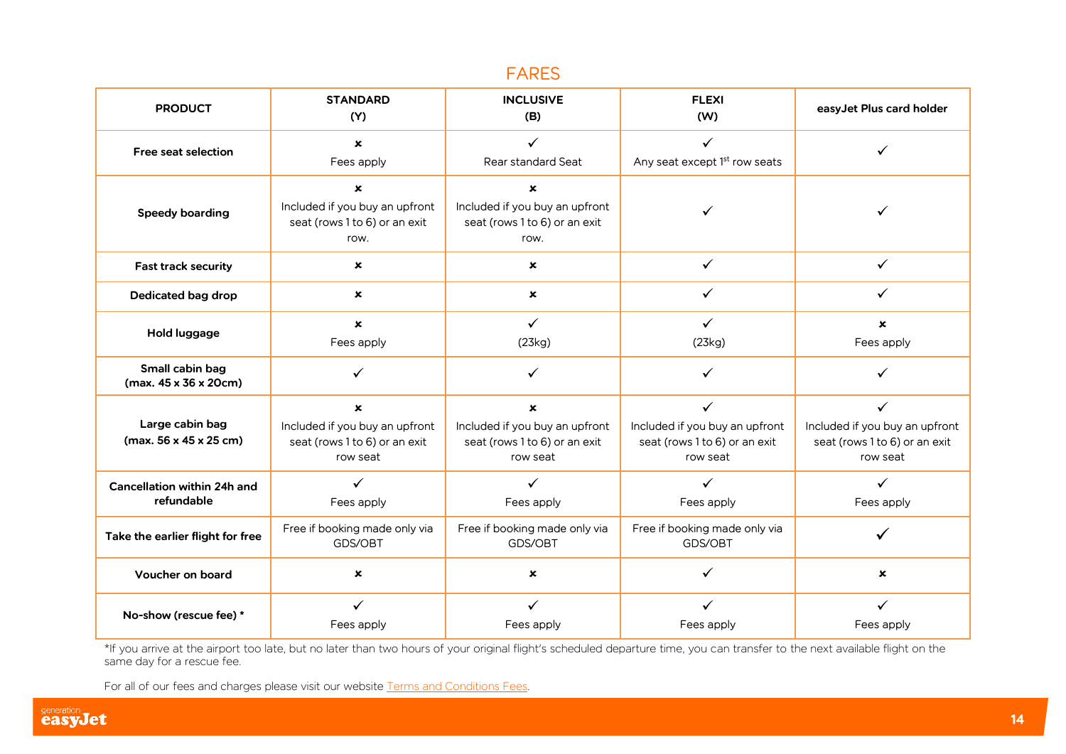# FARES

| PRODUCT | STANDARD (Y) | INCLUSIVE (B) | FLEXI (W) | easyJet Plus card holder |
|---|---|---|---|---|
| **Free seat selection** | ✗ Fees apply | ✓ Rear standard Seat | ✓ Any seat except 1st row seats | ✓ |
| **Speedy boarding** | ✗ Included if you buy an upfront seat (rows 1 to 6) or an exit row. | ✗ Included if you buy an upfront seat (rows 1 to 6) or an exit row. | ✓ | ✓ |
| **Fast track security** | ✗ | ✗ | ✓ | ✓ |
| **Dedicated bag drop** | ✗ | ✗ | ✓ | ✓ |
| **Hold luggage** | ✗ Fees apply | ✓ (23kg) | ✓ (23kg) | ✗ Fees apply |
| **Small cabin bag (max. 45 x 36 x 20cm)** | ✓ | ✓ | ✓ | ✓ |
| **Large cabin bag (max. 56 x 45 x 25 cm)** | ✗ Included if you buy an upfront seat (rows 1 to 6) or an exit row seat | ✗ Included if you buy an upfront seat (rows 1 to 6) or an exit row seat | ✓ Included if you buy an upfront seat (rows 1 to 6) or an exit row seat | ✓ Included if you buy an upfront seat (rows 1 to 6) or an exit row seat |
| **Cancellation within 24h and refundable** | ✓ Fees apply | ✓ Fees apply | ✓ Fees apply | ✓ Fees apply |
| **Take the earlier flight for free** | Free if booking made only via GDS/OBT | Free if booking made only via GDS/OBT | Free if booking made only via GDS/OBT | ✓ |
| **Voucher on board** | ✗ | ✗ | ✓ | ✗ |
| **No-show (rescue fee) *** | ✓ Fees apply | ✓ Fees apply | ✓ Fees apply | ✓ Fees apply |

*If you arrive at the airport too late, but no later than two hours of your original flight's scheduled departure time, you can transfer to the next available flight on the same day for a rescue fee.

For all of our fees and charges please visit our website Terms and Conditions Fees.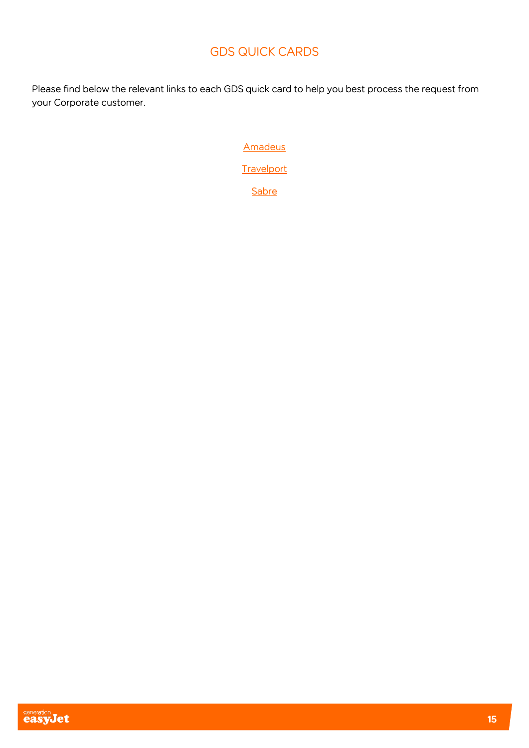# GDS QUICK CARDS

Please find below the relevant links to each GDS quick card to help you best process the request from your Corporate customer.

Amadeus

Travelport

Sabre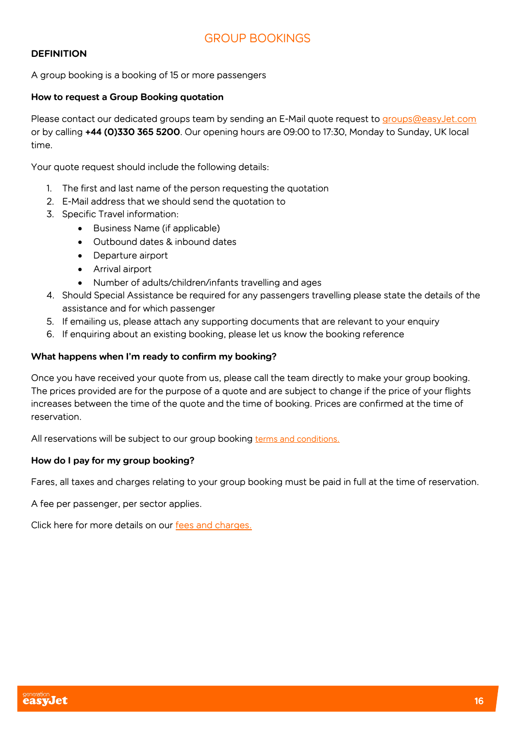# GROUP BOOKINGS

## DEFINITION

A group booking is a booking of 15 or more passengers

### How to request a Group Booking quotation

Please contact our dedicated groups team by sending an E-Mail quote request to groups@easyJet.com or by calling **+44 (0)330 365 5200**. Our opening hours are 09:00 to 17:30, Monday to Sunday, UK local time.

Your quote request should include the following details:

1. The first and last name of the person requesting the quotation
2. E-Mail address that we should send the quotation to
3. Specific Travel information:
   - Business Name (if applicable)
   - Outbound dates & inbound dates
   - Departure airport
   - Arrival airport
   - Number of adults/children/infants travelling and ages
4. Should Special Assistance be required for any passengers travelling please state the details of the assistance and for which passenger
5. If emailing us, please attach any supporting documents that are relevant to your enquiry
6. If enquiring about an existing booking, please let us know the booking reference

### What happens when I'm ready to confirm my booking?

Once you have received your quote from us, please call the team directly to make your group booking. The prices provided are for the purpose of a quote and are subject to change if the price of your flights increases between the time of the quote and the time of booking. Prices are confirmed at the time of reservation.

All reservations will be subject to our group booking terms and conditions.

### How do I pay for my group booking?

Fares, all taxes and charges relating to your group booking must be paid in full at the time of reservation.

A fee per passenger, per sector applies.

Click here for more details on our fees and charges.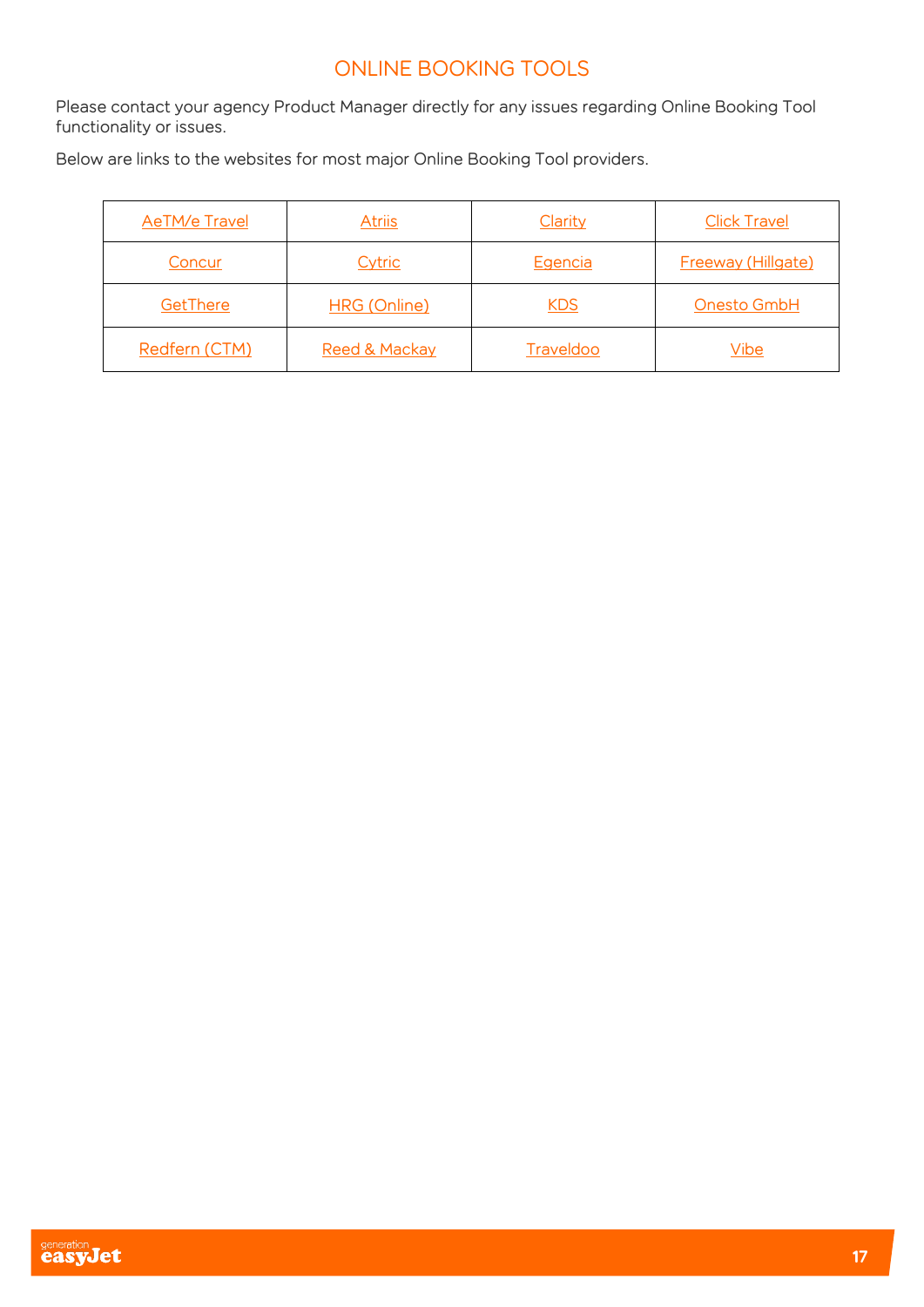# ONLINE BOOKING TOOLS

Please contact your agency Product Manager directly for any issues regarding Online Booking Tool functionality or issues.

Below are links to the websites for most major Online Booking Tool providers.

| | | | |
|---|---|---|---|
| AeTM/e Travel | Atriis | Clarity | Click Travel |
| Concur | Cytric | Egencia | Freeway (Hillgate) |
| GetThere | HRG (Online) | KDS | Onesto GmbH |
| Redfern (CTM) | Reed & Mackay | Traveldoo | Vibe |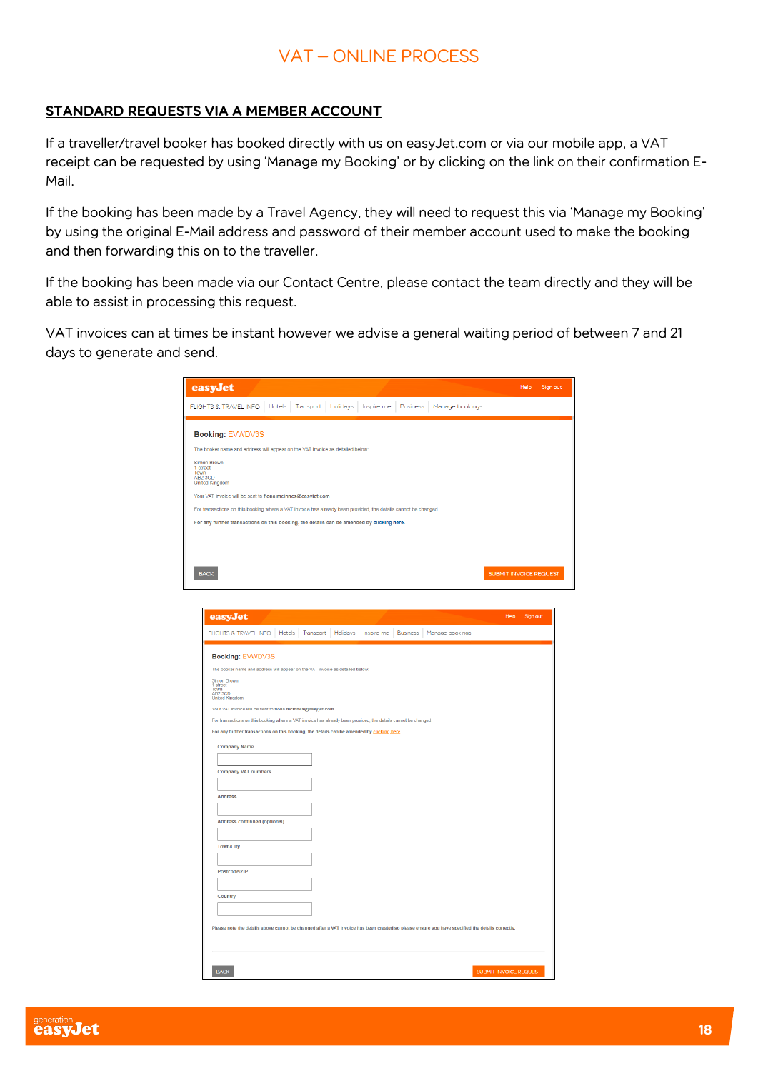# VAT – ONLINE PROCESS

## STANDARD REQUESTS VIA A MEMBER ACCOUNT

If a traveller/travel booker has booked directly with us on easyJet.com or via our mobile app, a VAT receipt can be requested by using 'Manage my Booking' or by clicking on the link on their confirmation E-Mail.

If the booking has been made by a Travel Agency, they will need to request this via 'Manage my Booking' by using the original E-Mail address and password of their member account used to make the booking and then forwarding this on to the traveller.

If the booking has been made via our Contact Centre, please contact the team directly and they will be able to assist in processing this request.

VAT invoices can at times be instant however we advise a general waiting period of between 7 and 21 days to generate and send.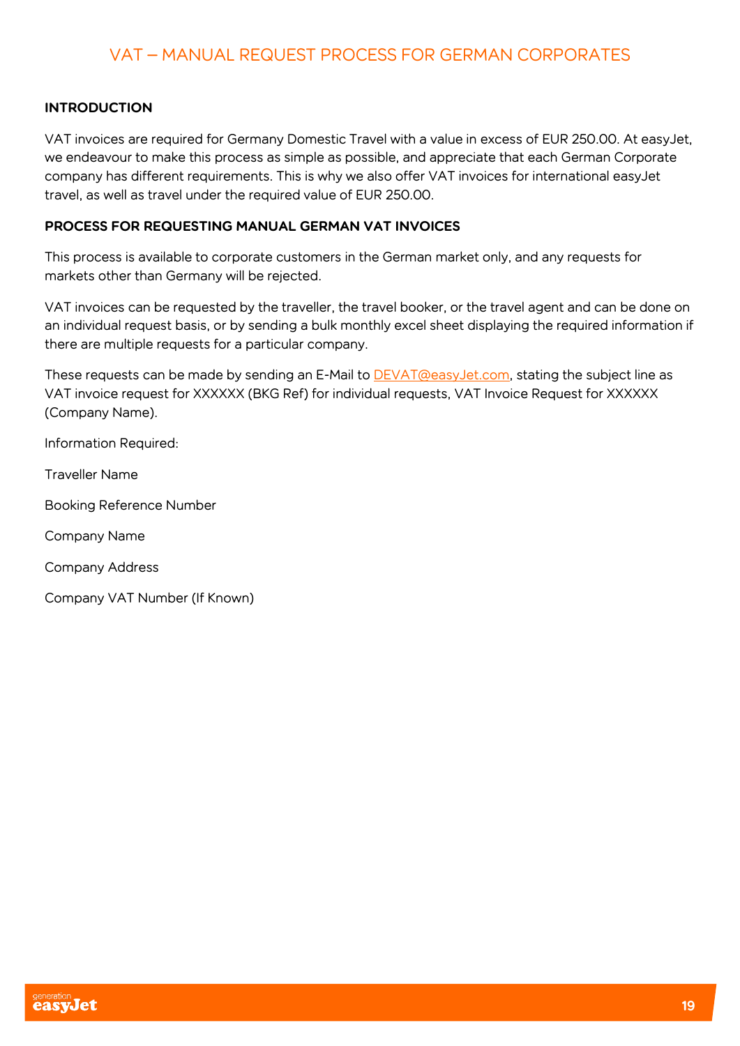# VAT – MANUAL REQUEST PROCESS FOR GERMAN CORPORATES

**INTRODUCTION**

VAT invoices are required for Germany Domestic Travel with a value in excess of EUR 250.00. At easyJet, we endeavour to make this process as simple as possible, and appreciate that each German Corporate company has different requirements. This is why we also offer VAT invoices for international easyJet travel, as well as travel under the required value of EUR 250.00.

**PROCESS FOR REQUESTING MANUAL GERMAN VAT INVOICES**

This process is available to corporate customers in the German market only, and any requests for markets other than Germany will be rejected.

VAT invoices can be requested by the traveller, the travel booker, or the travel agent and can be done on an individual request basis, or by sending a bulk monthly excel sheet displaying the required information if there are multiple requests for a particular company.

These requests can be made by sending an E-Mail to DEVAT@easyJet.com, stating the subject line as VAT invoice request for XXXXXX (BKG Ref) for individual requests, VAT Invoice Request for XXXXXX (Company Name).

Information Required:

Traveller Name

Booking Reference Number

Company Name

Company Address

Company VAT Number (If Known)